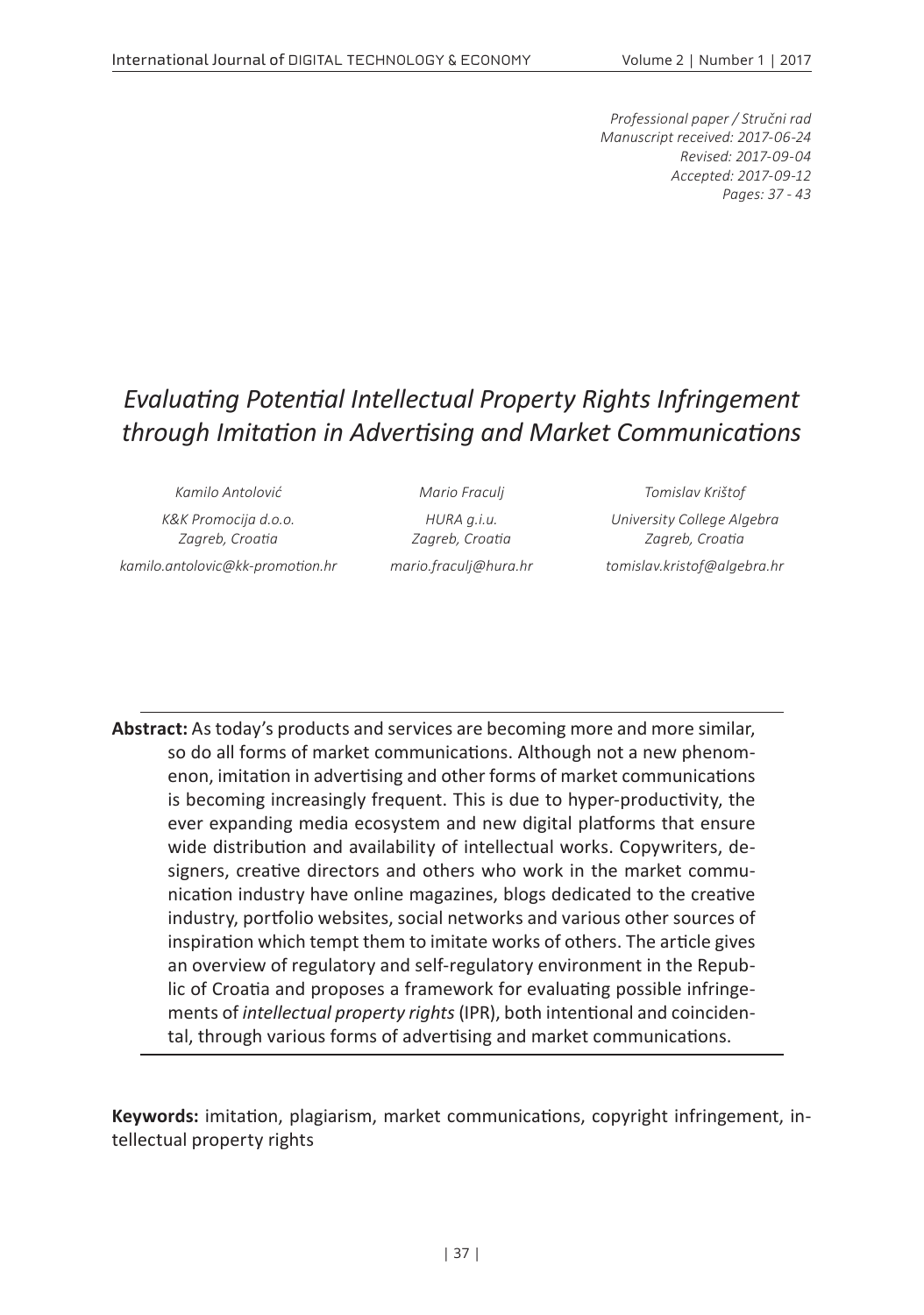*Professional paper / Stručni rad*
*Manuscript received: 2017-06-24*
*Revised: 2017-09-04*
*Accepted: 2017-09-12*
*Pages: 37 - 43*

# *Evaluating Potential Intellectual Property Rights Infringement through Imitation in Advertising and Market Communications*

*Kamilo Antolović*
*K&K Promocija d.o.o.*
*Zagreb, Croatia*
*kamilo.antolovic@kk-promotion.hr*

*Mario Fraculj*
*HURA g.i.u.*
*Zagreb, Croatia*
*mario.fraculj@hura.hr*

*Tomislav Krištof*
*University College Algebra*
*Zagreb, Croatia*
*tomislav.kristof@algebra.hr*

**Abstract:** As today's products and services are becoming more and more similar, so do all forms of market communications. Although not a new phenomenon, imitation in advertising and other forms of market communications is becoming increasingly frequent. This is due to hyper-productivity, the ever expanding media ecosystem and new digital platforms that ensure wide distribution and availability of intellectual works. Copywriters, designers, creative directors and others who work in the market communication industry have online magazines, blogs dedicated to the creative industry, portfolio websites, social networks and various other sources of inspiration which tempt them to imitate works of others. The article gives an overview of regulatory and self-regulatory environment in the Republic of Croatia and proposes a framework for evaluating possible infringements of *intellectual property rights* (IPR), both intentional and coincidental, through various forms of advertising and market communications.

**Keywords:** imitation, plagiarism, market communications, copyright infringement, intellectual property rights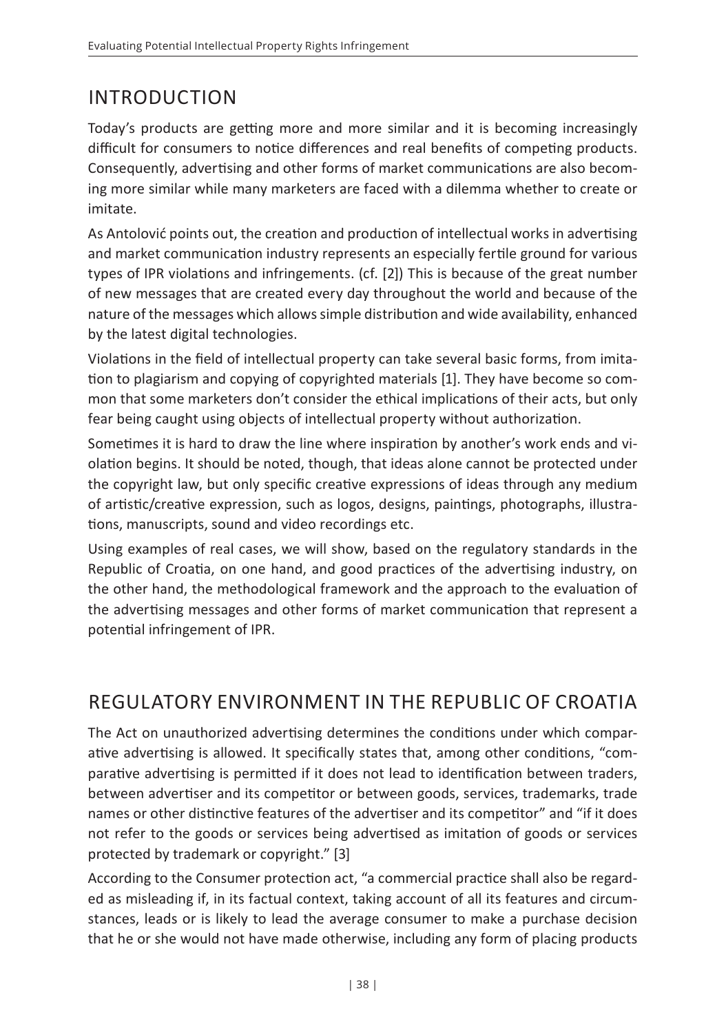## INTRODUCTION

Today's products are getting more and more similar and it is becoming increasingly difficult for consumers to notice differences and real benefits of competing products. Consequently, advertising and other forms of market communications are also becoming more similar while many marketers are faced with a dilemma whether to create or imitate.

As Antolović points out, the creation and production of intellectual works in advertising and market communication industry represents an especially fertile ground for various types of IPR violations and infringements. (cf. [2]) This is because of the great number of new messages that are created every day throughout the world and because of the nature of the messages which allows simple distribution and wide availability, enhanced by the latest digital technologies.

Violations in the field of intellectual property can take several basic forms, from imitation to plagiarism and copying of copyrighted materials [1]. They have become so common that some marketers don't consider the ethical implications of their acts, but only fear being caught using objects of intellectual property without authorization.

Sometimes it is hard to draw the line where inspiration by another's work ends and violation begins. It should be noted, though, that ideas alone cannot be protected under the copyright law, but only specific creative expressions of ideas through any medium of artistic/creative expression, such as logos, designs, paintings, photographs, illustrations, manuscripts, sound and video recordings etc.

Using examples of real cases, we will show, based on the regulatory standards in the Republic of Croatia, on one hand, and good practices of the advertising industry, on the other hand, the methodological framework and the approach to the evaluation of the advertising messages and other forms of market communication that represent a potential infringement of IPR.

## REGULATORY ENVIRONMENT IN THE REPUBLIC OF CROATIA

The Act on unauthorized advertising determines the conditions under which comparative advertising is allowed. It specifically states that, among other conditions, "comparative advertising is permitted if it does not lead to identification between traders, between advertiser and its competitor or between goods, services, trademarks, trade names or other distinctive features of the advertiser and its competitor" and "if it does not refer to the goods or services being advertised as imitation of goods or services protected by trademark or copyright." [3]

According to the Consumer protection act, "a commercial practice shall also be regarded as misleading if, in its factual context, taking account of all its features and circumstances, leads or is likely to lead the average consumer to make a purchase decision that he or she would not have made otherwise, including any form of placing products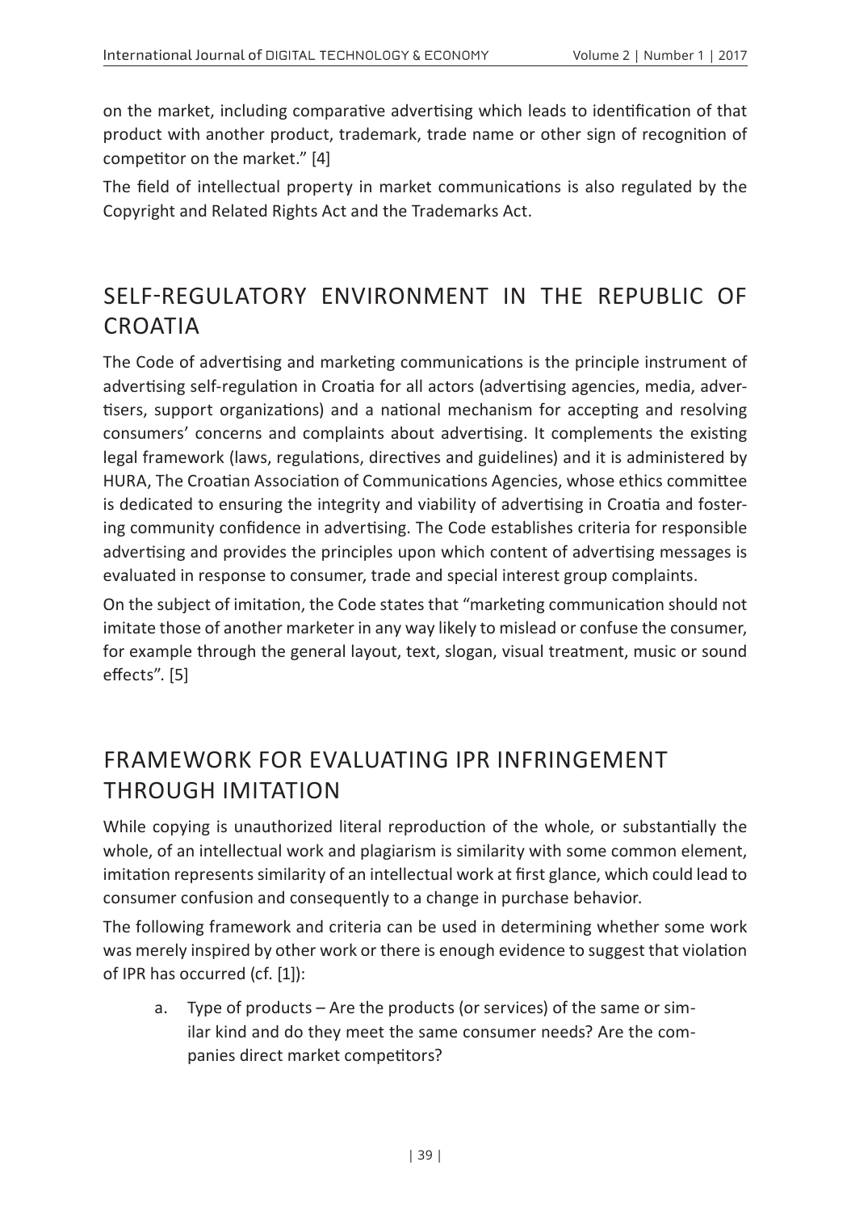on the market, including comparative advertising which leads to identification of that product with another product, trademark, trade name or other sign of recognition of competitor on the market." [4]

The field of intellectual property in market communications is also regulated by the Copyright and Related Rights Act and the Trademarks Act.

## SELF-REGULATORY ENVIRONMENT IN THE REPUBLIC OF CROATIA

The Code of advertising and marketing communications is the principle instrument of advertising self-regulation in Croatia for all actors (advertising agencies, media, advertisers, support organizations) and a national mechanism for accepting and resolving consumers' concerns and complaints about advertising. It complements the existing legal framework (laws, regulations, directives and guidelines) and it is administered by HURA, The Croatian Association of Communications Agencies, whose ethics committee is dedicated to ensuring the integrity and viability of advertising in Croatia and fostering community confidence in advertising. The Code establishes criteria for responsible advertising and provides the principles upon which content of advertising messages is evaluated in response to consumer, trade and special interest group complaints.

On the subject of imitation, the Code states that "marketing communication should not imitate those of another marketer in any way likely to mislead or confuse the consumer, for example through the general layout, text, slogan, visual treatment, music or sound effects". [5]

## FRAMEWORK FOR EVALUATING IPR INFRINGEMENT THROUGH IMITATION

While copying is unauthorized literal reproduction of the whole, or substantially the whole, of an intellectual work and plagiarism is similarity with some common element, imitation represents similarity of an intellectual work at first glance, which could lead to consumer confusion and consequently to a change in purchase behavior.

The following framework and criteria can be used in determining whether some work was merely inspired by other work or there is enough evidence to suggest that violation of IPR has occurred (cf. [1]):

a. Type of products – Are the products (or services) of the same or similar kind and do they meet the same consumer needs? Are the companies direct market competitors?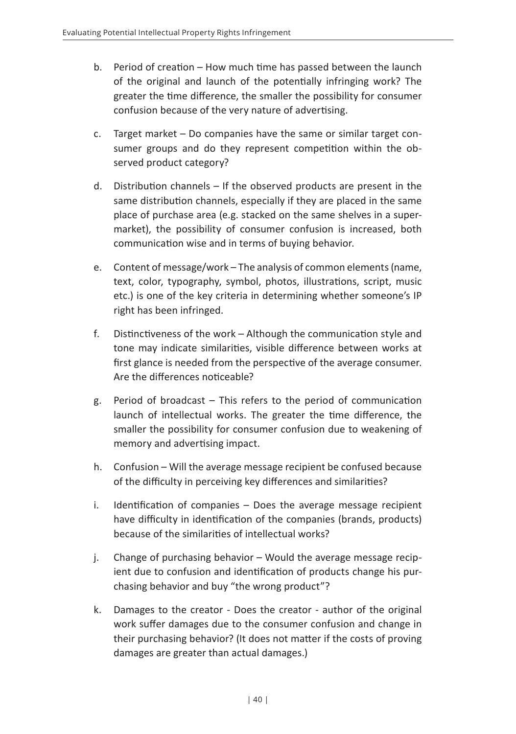b. Period of creation – How much time has passed between the launch of the original and launch of the potentially infringing work? The greater the time difference, the smaller the possibility for consumer confusion because of the very nature of advertising.

c. Target market – Do companies have the same or similar target consumer groups and do they represent competition within the observed product category?

d. Distribution channels – If the observed products are present in the same distribution channels, especially if they are placed in the same place of purchase area (e.g. stacked on the same shelves in a supermarket), the possibility of consumer confusion is increased, both communication wise and in terms of buying behavior.

e. Content of message/work – The analysis of common elements (name, text, color, typography, symbol, photos, illustrations, script, music etc.) is one of the key criteria in determining whether someone's IP right has been infringed.

f. Distinctiveness of the work – Although the communication style and tone may indicate similarities, visible difference between works at first glance is needed from the perspective of the average consumer. Are the differences noticeable?

g. Period of broadcast – This refers to the period of communication launch of intellectual works. The greater the time difference, the smaller the possibility for consumer confusion due to weakening of memory and advertising impact.

h. Confusion – Will the average message recipient be confused because of the difficulty in perceiving key differences and similarities?

i. Identification of companies – Does the average message recipient have difficulty in identification of the companies (brands, products) because of the similarities of intellectual works?

j. Change of purchasing behavior – Would the average message recipient due to confusion and identification of products change his purchasing behavior and buy "the wrong product"?

k. Damages to the creator - Does the creator - author of the original work suffer damages due to the consumer confusion and change in their purchasing behavior? (It does not matter if the costs of proving damages are greater than actual damages.)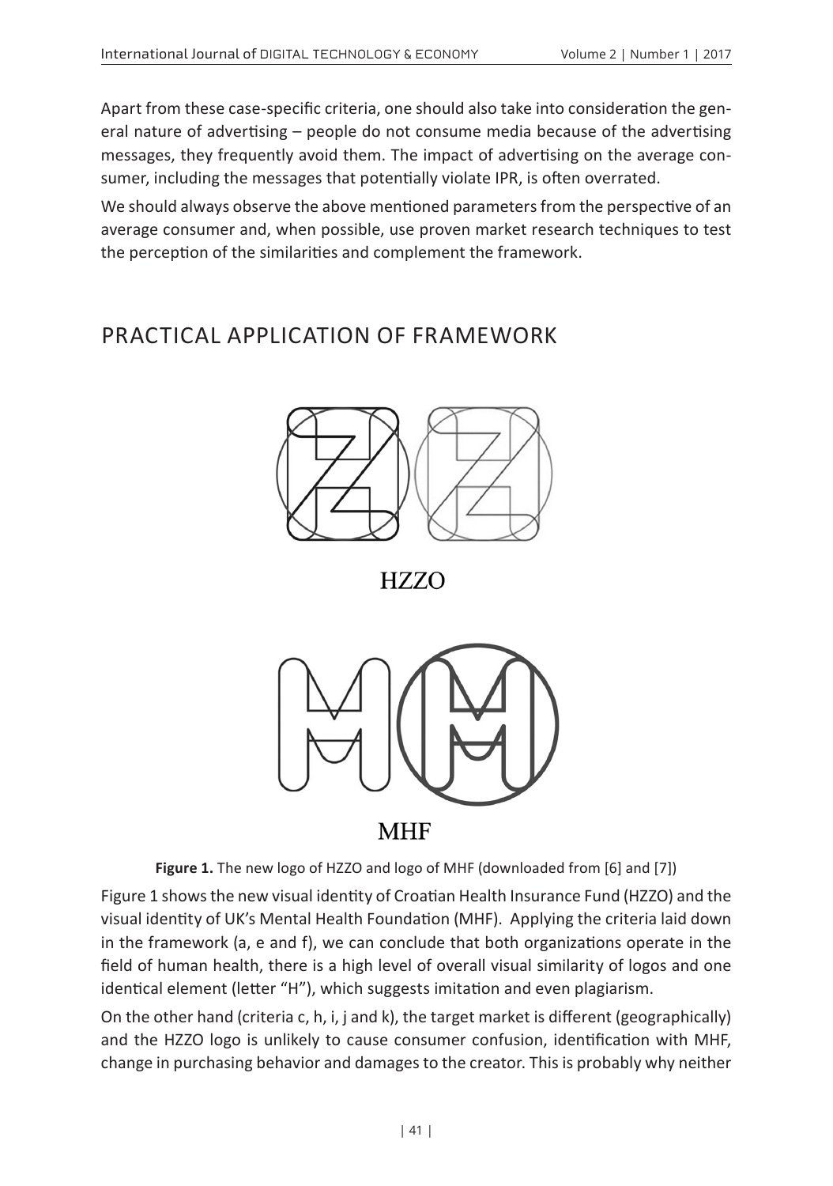Apart from these case-specific criteria, one should also take into consideration the general nature of advertising – people do not consume media because of the advertising messages, they frequently avoid them. The impact of advertising on the average consumer, including the messages that potentially violate IPR, is often overrated.

We should always observe the above mentioned parameters from the perspective of an average consumer and, when possible, use proven market research techniques to test the perception of the similarities and complement the framework.

# PRACTICAL APPLICATION OF FRAMEWORK

HZZO

MHF

**Figure 1.** The new logo of HZZO and logo of MHF (downloaded from [6] and [7])

Figure 1 shows the new visual identity of Croatian Health Insurance Fund (HZZO) and the visual identity of UK's Mental Health Foundation (MHF). Applying the criteria laid down in the framework (a, e and f), we can conclude that both organizations operate in the field of human health, there is a high level of overall visual similarity of logos and one identical element (letter "H"), which suggests imitation and even plagiarism.

On the other hand (criteria c, h, i, j and k), the target market is different (geographically) and the HZZO logo is unlikely to cause consumer confusion, identification with MHF, change in purchasing behavior and damages to the creator. This is probably why neither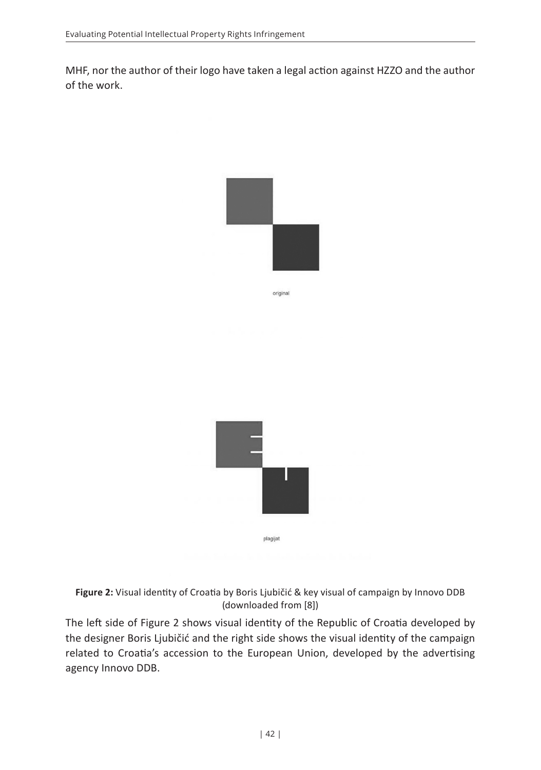MHF, nor the author of their logo have taken a legal action against HZZO and the author of the work.

original

plagijat

**Figure 2:** Visual identity of Croatia by Boris Ljubičić & key visual of campaign by Innovo DDB (downloaded from [8])

The left side of Figure 2 shows visual identity of the Republic of Croatia developed by the designer Boris Ljubičić and the right side shows the visual identity of the campaign related to Croatia's accession to the European Union, developed by the advertising agency Innovo DDB.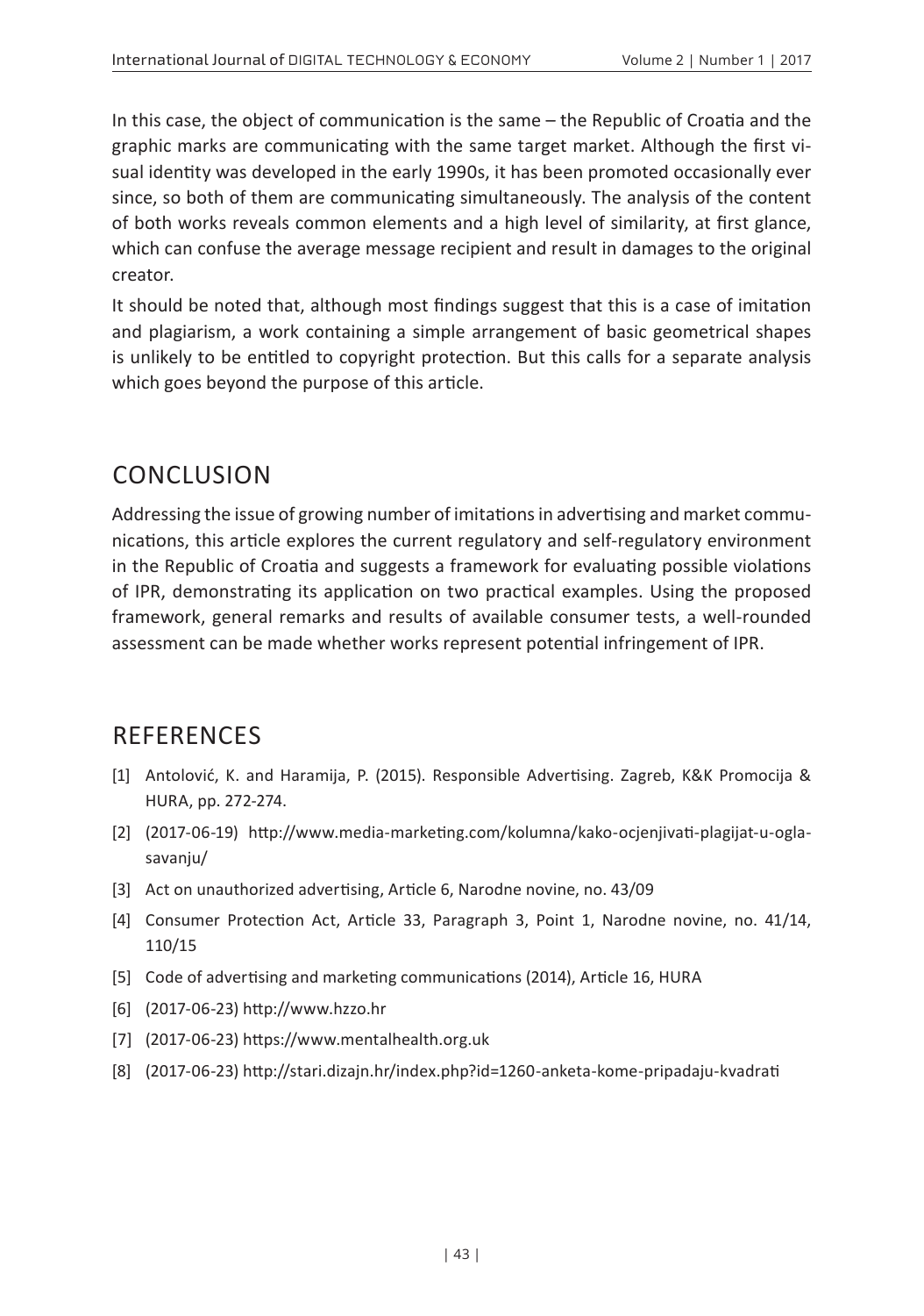In this case, the object of communication is the same – the Republic of Croatia and the graphic marks are communicating with the same target market. Although the first visual identity was developed in the early 1990s, it has been promoted occasionally ever since, so both of them are communicating simultaneously. The analysis of the content of both works reveals common elements and a high level of similarity, at first glance, which can confuse the average message recipient and result in damages to the original creator.

It should be noted that, although most findings suggest that this is a case of imitation and plagiarism, a work containing a simple arrangement of basic geometrical shapes is unlikely to be entitled to copyright protection. But this calls for a separate analysis which goes beyond the purpose of this article.

## CONCLUSION

Addressing the issue of growing number of imitations in advertising and market communications, this article explores the current regulatory and self-regulatory environment in the Republic of Croatia and suggests a framework for evaluating possible violations of IPR, demonstrating its application on two practical examples. Using the proposed framework, general remarks and results of available consumer tests, a well-rounded assessment can be made whether works represent potential infringement of IPR.

## REFERENCES

[1] Antolović, K. and Haramija, P. (2015). Responsible Advertising. Zagreb, K&K Promocija & HURA, pp. 272-274.

[2] (2017-06-19) http://www.media-marketing.com/kolumna/kako-ocjenjivati-plagijat-u-oglasavanju/

[3] Act on unauthorized advertising, Article 6, Narodne novine, no. 43/09

[4] Consumer Protection Act, Article 33, Paragraph 3, Point 1, Narodne novine, no. 41/14, 110/15

[5] Code of advertising and marketing communications (2014), Article 16, HURA

[6] (2017-06-23) http://www.hzzo.hr

[7] (2017-06-23) https://www.mentalhealth.org.uk

[8] (2017-06-23) http://stari.dizajn.hr/index.php?id=1260-anketa-kome-pripadaju-kvadrati